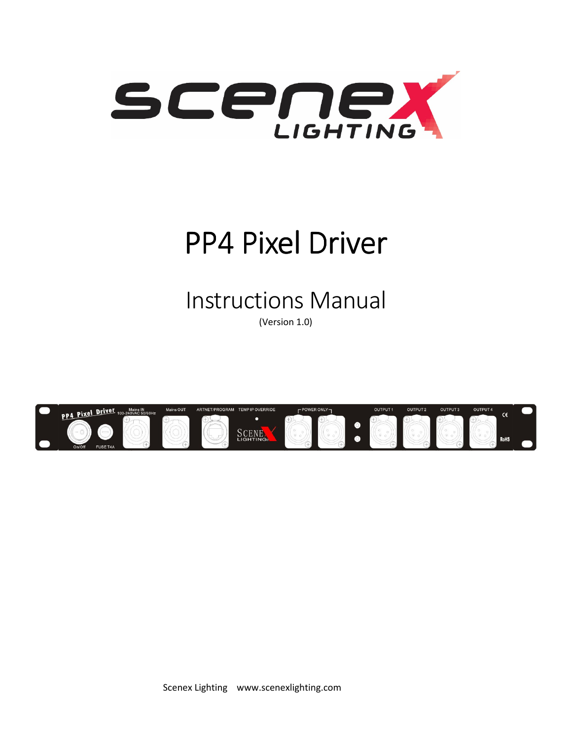# PP4 Pixel Driver

## Instructions Manual

(Version 1.0)

Scenex Lighting www.scenexlighting.com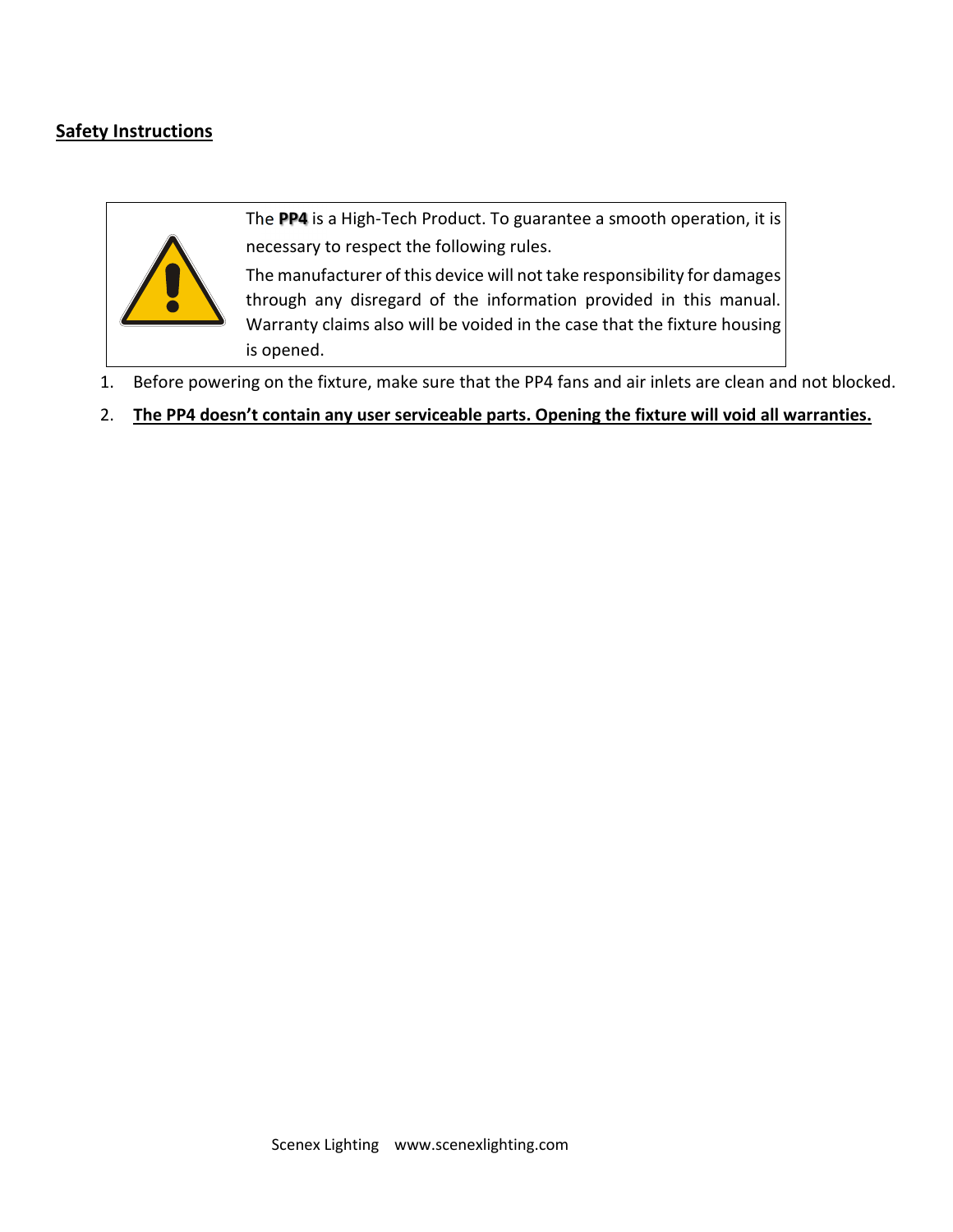## Safety Instructions

The **PP4** is a High-Tech Product. To guarantee a smooth operation, it is necessary to respect the following rules.

The manufacturer of this device will not take responsibility for damages through any disregard of the information provided in this manual. Warranty claims also will be voided in the case that the fixture housing is opened.

1. Before powering on the fixture, make sure that the PP4 fans and air inlets are clean and not blocked.
2. **The PP4 doesn't contain any user serviceable parts. Opening the fixture will void all warranties.**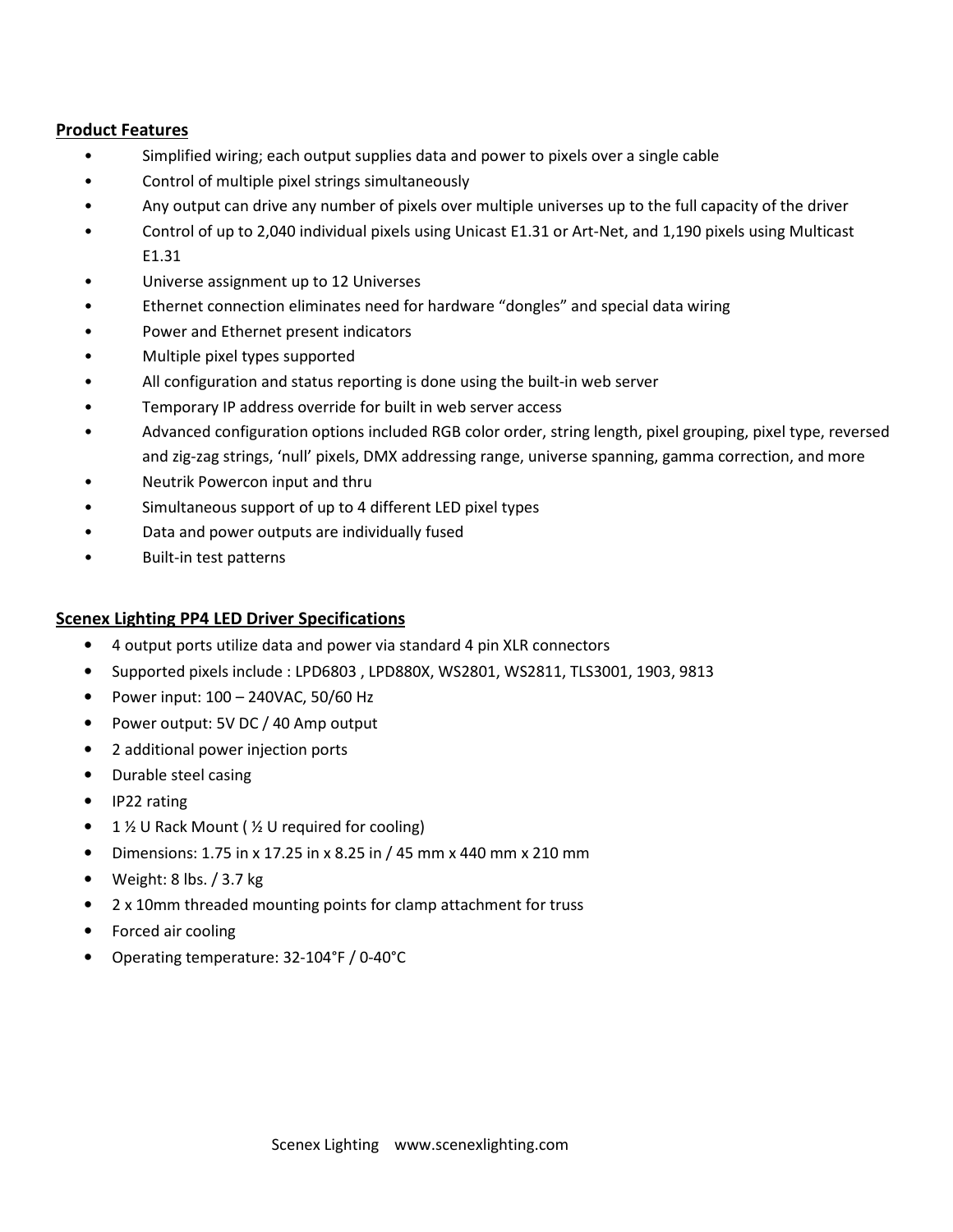## Product Features

- Simplified wiring; each output supplies data and power to pixels over a single cable
- Control of multiple pixel strings simultaneously
- Any output can drive any number of pixels over multiple universes up to the full capacity of the driver
- Control of up to 2,040 individual pixels using Unicast E1.31 or Art-Net, and 1,190 pixels using Multicast E1.31
- Universe assignment up to 12 Universes
- Ethernet connection eliminates need for hardware "dongles" and special data wiring
- Power and Ethernet present indicators
- Multiple pixel types supported
- All configuration and status reporting is done using the built-in web server
- Temporary IP address override for built in web server access
- Advanced configuration options included RGB color order, string length, pixel grouping, pixel type, reversed and zig-zag strings, 'null' pixels, DMX addressing range, universe spanning, gamma correction, and more
- Neutrik Powercon input and thru
- Simultaneous support of up to 4 different LED pixel types
- Data and power outputs are individually fused
- Built-in test patterns

## Scenex Lighting PP4 LED Driver Specifications

- 4 output ports utilize data and power via standard 4 pin XLR connectors
- Supported pixels include : LPD6803 , LPD880X, WS2801, WS2811, TLS3001, 1903, 9813
- Power input: 100 – 240VAC, 50/60 Hz
- Power output: 5V DC / 40 Amp output
- 2 additional power injection ports
- Durable steel casing
- IP22 rating
- 1 ½ U Rack Mount ( ½ U required for cooling)
- Dimensions: 1.75 in x 17.25 in x 8.25 in / 45 mm x 440 mm x 210 mm
- Weight: 8 lbs. / 3.7 kg
- 2 x 10mm threaded mounting points for clamp attachment for truss
- Forced air cooling
- Operating temperature: 32-104°F / 0-40°C

Scenex Lighting www.scenexlighting.com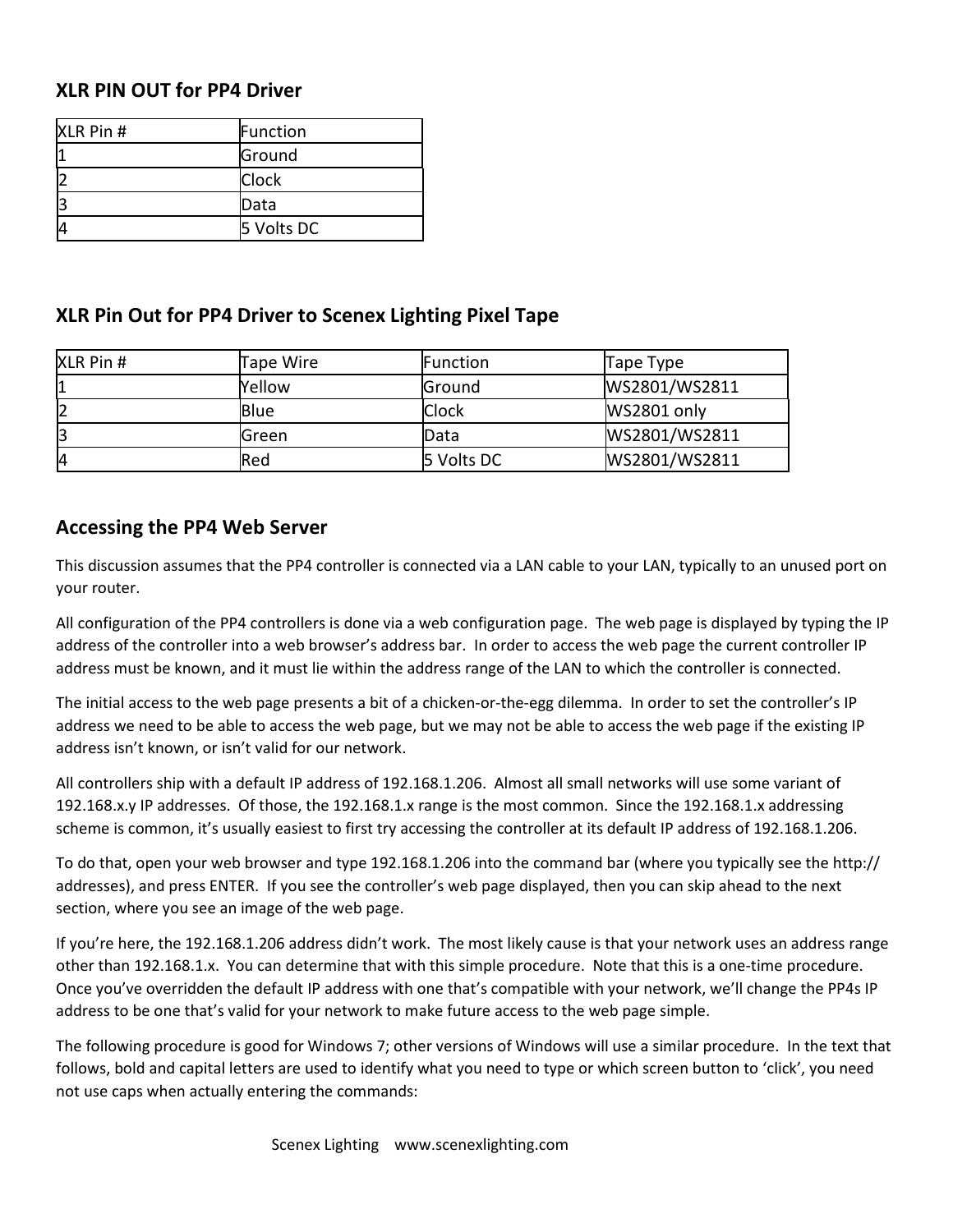## XLR PIN OUT for PP4 Driver

| XLR Pin # | Function |
|---|---|
| 1 | Ground |
| 2 | Clock |
| 3 | Data |
| 4 | 5 Volts DC |

## XLR Pin Out for PP4 Driver to Scenex Lighting Pixel Tape

| XLR Pin # | Tape Wire | Function | Tape Type |
|---|---|---|---|
| 1 | Yellow | Ground | WS2801/WS2811 |
| 2 | Blue | Clock | WS2801 only |
| 3 | Green | Data | WS2801/WS2811 |
| 4 | Red | 5 Volts DC | WS2801/WS2811 |

## Accessing the PP4 Web Server

This discussion assumes that the PP4 controller is connected via a LAN cable to your LAN, typically to an unused port on your router.

All configuration of the PP4 controllers is done via a web configuration page. The web page is displayed by typing the IP address of the controller into a web browser's address bar. In order to access the web page the current controller IP address must be known, and it must lie within the address range of the LAN to which the controller is connected.

The initial access to the web page presents a bit of a chicken-or-the-egg dilemma. In order to set the controller's IP address we need to be able to access the web page, but we may not be able to access the web page if the existing IP address isn't known, or isn't valid for our network.

All controllers ship with a default IP address of 192.168.1.206. Almost all small networks will use some variant of 192.168.x.y IP addresses. Of those, the 192.168.1.x range is the most common. Since the 192.168.1.x addressing scheme is common, it's usually easiest to first try accessing the controller at its default IP address of 192.168.1.206.

To do that, open your web browser and type 192.168.1.206 into the command bar (where you typically see the http:// addresses), and press ENTER. If you see the controller's web page displayed, then you can skip ahead to the next section, where you see an image of the web page.

If you're here, the 192.168.1.206 address didn't work. The most likely cause is that your network uses an address range other than 192.168.1.x. You can determine that with this simple procedure. Note that this is a one-time procedure. Once you've overridden the default IP address with one that's compatible with your network, we'll change the PP4s IP address to be one that's valid for your network to make future access to the web page simple.

The following procedure is good for Windows 7; other versions of Windows will use a similar procedure. In the text that follows, bold and capital letters are used to identify what you need to type or which screen button to 'click', you need not use caps when actually entering the commands: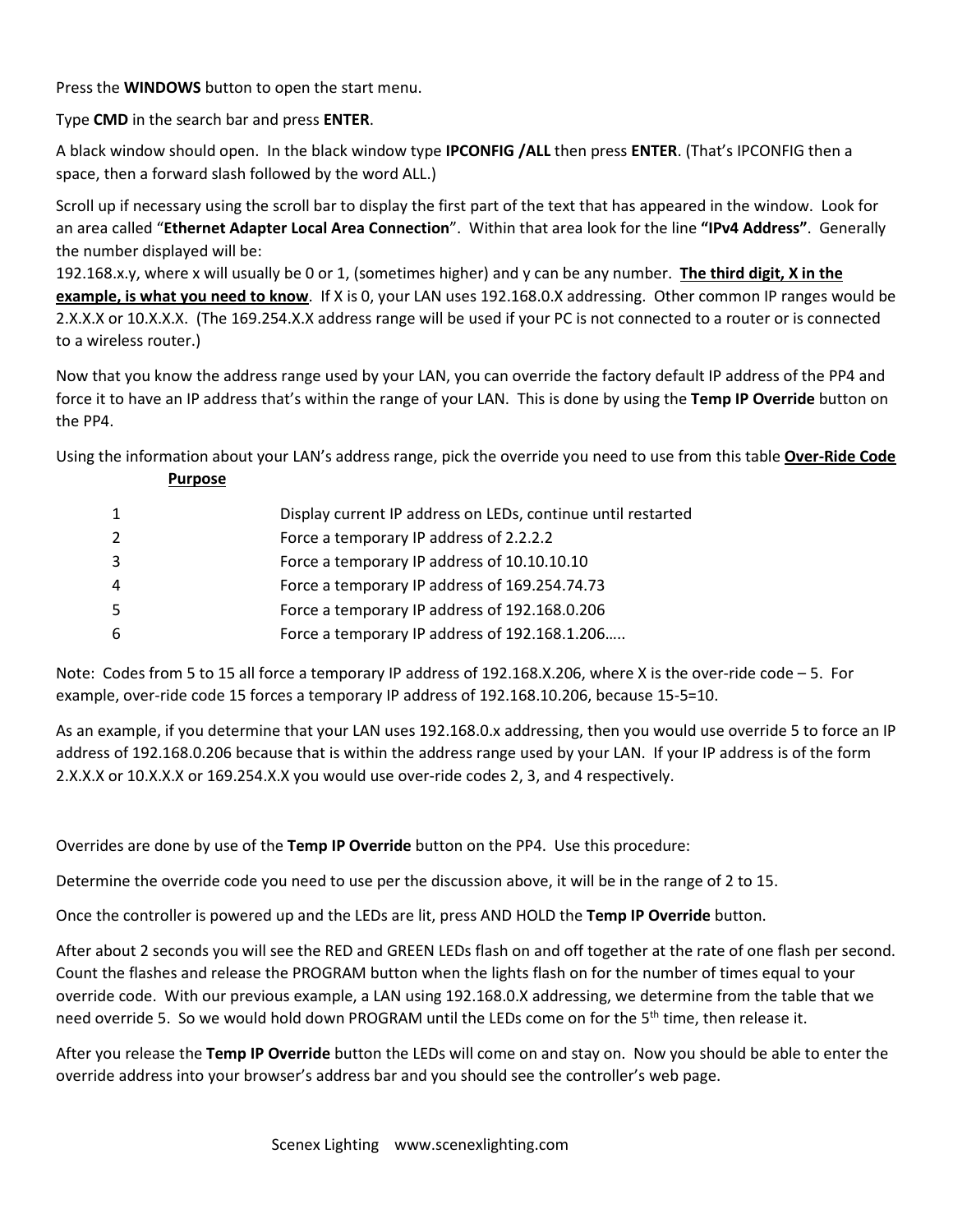Press the **WINDOWS** button to open the start menu.

Type **CMD** in the search bar and press **ENTER**.

A black window should open. In the black window type **IPCONFIG /ALL** then press **ENTER**. (That's IPCONFIG then a space, then a forward slash followed by the word ALL.)

Scroll up if necessary using the scroll bar to display the first part of the text that has appeared in the window. Look for an area called "**Ethernet Adapter Local Area Connection**". Within that area look for the line **"IPv4 Address"**. Generally the number displayed will be:
192.168.x.y, where x will usually be 0 or 1, (sometimes higher) and y can be any number. **<u>The third digit, X in the example, is what you need to know</u>**. If X is 0, your LAN uses 192.168.0.X addressing. Other common IP ranges would be 2.X.X.X or 10.X.X.X. (The 169.254.X.X address range will be used if your PC is not connected to a router or is connected to a wireless router.)

Now that you know the address range used by your LAN, you can override the factory default IP address of the PP4 and force it to have an IP address that's within the range of your LAN. This is done by using the **Temp IP Override** button on the PP4.

Using the information about your LAN's address range, pick the override you need to use from this table

| **<u>Over-Ride Code</u>** | **<u>Purpose</u>** |
|---|---|
| 1 | Display current IP address on LEDs, continue until restarted |
| 2 | Force a temporary IP address of 2.2.2.2 |
| 3 | Force a temporary IP address of 10.10.10.10 |
| 4 | Force a temporary IP address of 169.254.74.73 |
| 5 | Force a temporary IP address of 192.168.0.206 |
| 6 | Force a temporary IP address of 192.168.1.206….. |

Note: Codes from 5 to 15 all force a temporary IP address of 192.168.X.206, where X is the over-ride code – 5. For example, over-ride code 15 forces a temporary IP address of 192.168.10.206, because 15-5=10.

As an example, if you determine that your LAN uses 192.168.0.x addressing, then you would use override 5 to force an IP address of 192.168.0.206 because that is within the address range used by your LAN. If your IP address is of the form 2.X.X.X or 10.X.X.X or 169.254.X.X you would use over-ride codes 2, 3, and 4 respectively.

Overrides are done by use of the **Temp IP Override** button on the PP4. Use this procedure:

Determine the override code you need to use per the discussion above, it will be in the range of 2 to 15.

Once the controller is powered up and the LEDs are lit, press AND HOLD the **Temp IP Override** button.

After about 2 seconds you will see the RED and GREEN LEDs flash on and off together at the rate of one flash per second. Count the flashes and release the PROGRAM button when the lights flash on for the number of times equal to your override code. With our previous example, a LAN using 192.168.0.X addressing, we determine from the table that we need override 5. So we would hold down PROGRAM until the LEDs come on for the 5th time, then release it.

After you release the **Temp IP Override** button the LEDs will come on and stay on. Now you should be able to enter the override address into your browser's address bar and you should see the controller's web page.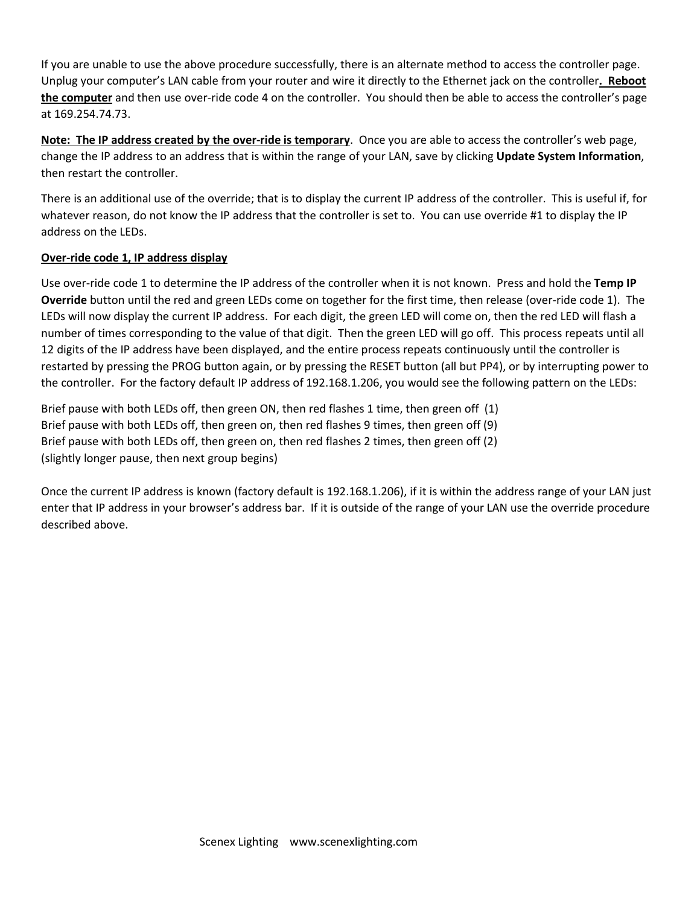If you are unable to use the above procedure successfully, there is an alternate method to access the controller page. Unplug your computer's LAN cable from your router and wire it directly to the Ethernet jack on the controller**. Reboot the computer** and then use over-ride code 4 on the controller. You should then be able to access the controller's page at 169.254.74.73.

**Note: The IP address created by the over-ride is temporary**. Once you are able to access the controller's web page, change the IP address to an address that is within the range of your LAN, save by clicking **Update System Information**, then restart the controller.

There is an additional use of the override; that is to display the current IP address of the controller. This is useful if, for whatever reason, do not know the IP address that the controller is set to. You can use override #1 to display the IP address on the LEDs.

**Over-ride code 1, IP address display**

Use over-ride code 1 to determine the IP address of the controller when it is not known. Press and hold the **Temp IP Override** button until the red and green LEDs come on together for the first time, then release (over-ride code 1). The LEDs will now display the current IP address. For each digit, the green LED will come on, then the red LED will flash a number of times corresponding to the value of that digit. Then the green LED will go off. This process repeats until all 12 digits of the IP address have been displayed, and the entire process repeats continuously until the controller is restarted by pressing the PROG button again, or by pressing the RESET button (all but PP4), or by interrupting power to the controller. For the factory default IP address of 192.168.1.206, you would see the following pattern on the LEDs:

Brief pause with both LEDs off, then green ON, then red flashes 1 time, then green off (1)
Brief pause with both LEDs off, then green on, then red flashes 9 times, then green off (9)
Brief pause with both LEDs off, then green on, then red flashes 2 times, then green off (2)
(slightly longer pause, then next group begins)

Once the current IP address is known (factory default is 192.168.1.206), if it is within the address range of your LAN just enter that IP address in your browser's address bar. If it is outside of the range of your LAN use the override procedure described above.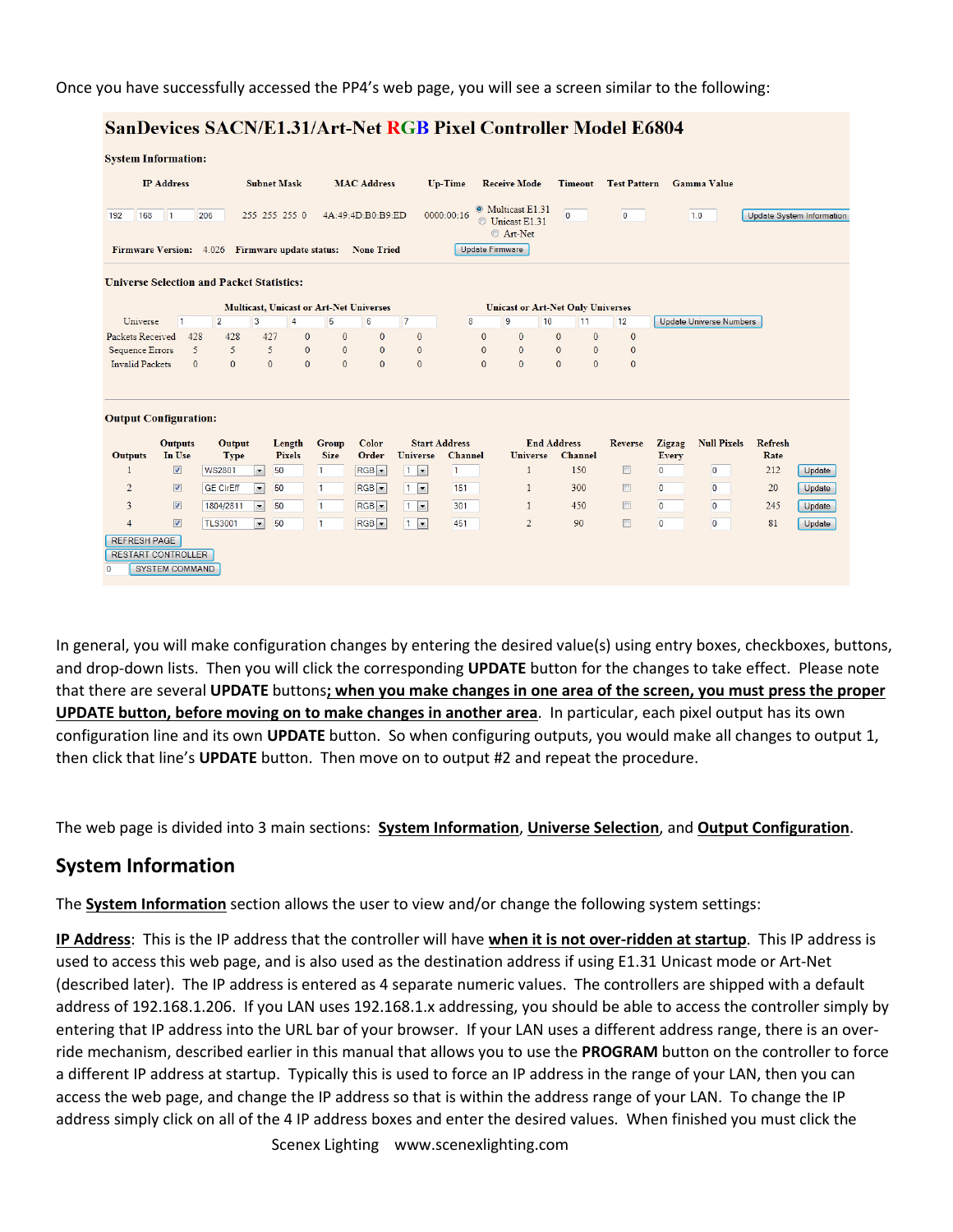Once you have successfully accessed the PP4's web page, you will see a screen similar to the following:

**SanDevices SACN/E1.31/Art-Net RGB Pixel Controller Model E6804**

**System Information:**

| IP Address | Subnet Mask | MAC Address | Up-Time | Receive Mode | Timeout | Test Pattern | Gamma Value | |
|---|---|---|---|---|---|---|---|---|
| 192 168 1 206 | 255 255 255 0 | 4A:49:4D:B0:B9:ED | 0000:00:16 | ◉ Multicast E1.31 ○ Unicast E1.31 ○ Art-Net | 0 | 0 | 1.0 | Update System Information |

**Firmware Version:** 4.026 **Firmware update status:** None Tried [Update Firmware]

**Universe Selection and Packet Statistics:**

| | Multicast, Unicast or Art-Net Universes | | | | | | | Unicast or Art-Net Only Universes | | | | | |
|---|---|---|---|---|---|---|---|---|---|---|---|---|---|
| Universe | 1 | 2 | 3 | 4 | 5 | 6 | 7 | 8 | 9 | 10 | 11 | 12 | Update Universe Numbers |
| Packets Received | 428 | 428 | 427 | 0 | 0 | 0 | 0 | 0 | 0 | 0 | 0 | 0 | |
| Sequence Errors | 5 | 5 | 5 | 0 | 0 | 0 | 0 | 0 | 0 | 0 | 0 | 0 | |
| Invalid Packets | 0 | 0 | 0 | 0 | 0 | 0 | 0 | 0 | 0 | 0 | 0 | 0 | |

**Output Configuration:**

| Outputs | Outputs In Use | Output Type | Length Pixels | Group Size | Color Order | Start Address Universe | Start Address Channel | End Address Universe | End Address Channel | Reverse | Zigzag Every | Null Pixels | Refresh Rate | |
|---|---|---|---|---|---|---|---|---|---|---|---|---|---|---|
| 1 | ☑ | WS2801 | 50 | 1 | RGB | 1 | 1 | 1 | 150 | ☐ | 0 | 0 | 212 | Update |
| 2 | ☑ | GE ClrEff | 50 | 1 | RGB | 1 | 151 | 1 | 300 | ☐ | 0 | 0 | 20 | Update |
| 3 | ☑ | 1804/2811 | 50 | 1 | RGB | 1 | 301 | 1 | 450 | ☐ | 0 | 0 | 245 | Update |
| 4 | ☑ | TLS3001 | 50 | 1 | RGB | 1 | 451 | 2 | 90 | ☐ | 0 | 0 | 81 | Update |

[REFRESH PAGE]
[RESTART CONTROLLER]
0 [SYSTEM COMMAND]

In general, you will make configuration changes by entering the desired value(s) using entry boxes, checkboxes, buttons, and drop-down lists. Then you will click the corresponding **UPDATE** button for the changes to take effect. Please note that there are several **UPDATE** buttons**; when you make changes in one area of the screen, you must press the proper UPDATE button, before moving on to make changes in another area**. In particular, each pixel output has its own configuration line and its own **UPDATE** button. So when configuring outputs, you would make all changes to output 1, then click that line's **UPDATE** button. Then move on to output #2 and repeat the procedure.

The web page is divided into 3 main sections: **System Information**, **Universe Selection**, and **Output Configuration**.

## System Information

The **System Information** section allows the user to view and/or change the following system settings:

**IP Address**: This is the IP address that the controller will have **when it is not over-ridden at startup**. This IP address is used to access this web page, and is also used as the destination address if using E1.31 Unicast mode or Art-Net (described later). The IP address is entered as 4 separate numeric values. The controllers are shipped with a default address of 192.168.1.206. If you LAN uses 192.168.1.x addressing, you should be able to access the controller simply by entering that IP address into the URL bar of your browser. If your LAN uses a different address range, there is an over-ride mechanism, described earlier in this manual that allows you to use the **PROGRAM** button on the controller to force a different IP address at startup. Typically this is used to force an IP address in the range of your LAN, then you can access the web page, and change the IP address so that is within the address range of your LAN. To change the IP address simply click on all of the 4 IP address boxes and enter the desired values. When finished you must click the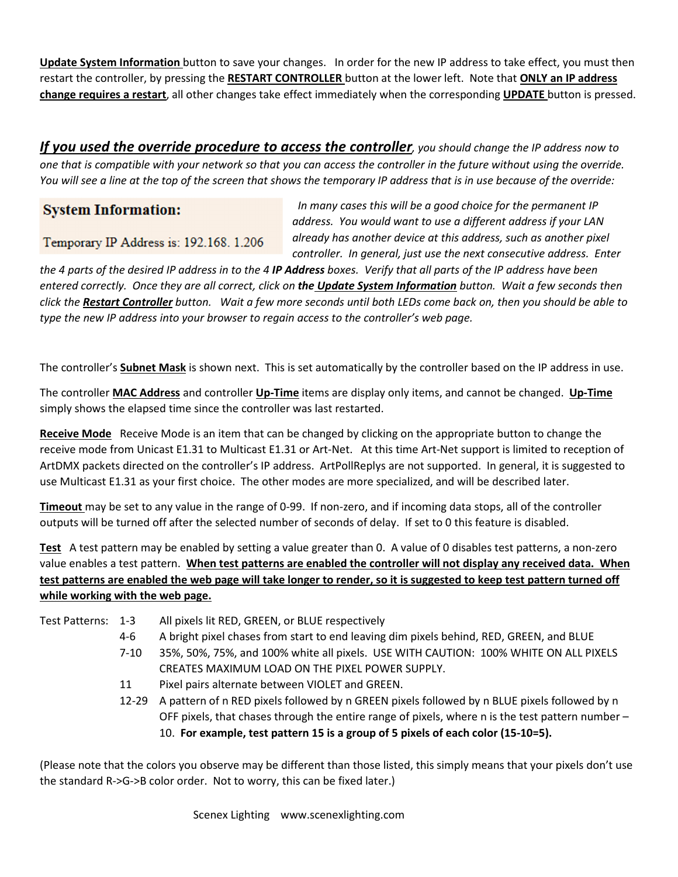**Update System Information** button to save your changes. In order for the new IP address to take effect, you must then restart the controller, by pressing the **RESTART CONTROLLER** button at the lower left. Note that **ONLY an IP address change requires a restart**, all other changes take effect immediately when the corresponding **UPDATE** button is pressed.

***If you used the override procedure to access the controller****, you should change the IP address now to one that is compatible with your network so that you can access the controller in the future without using the override. You will see a line at the top of the screen that shows the temporary IP address that is in use because of the override:*

**System Information:**

Temporary IP Address is: 192.168. 1.206

*In many cases this will be a good choice for the permanent IP address. You would want to use a different address if your LAN already has another device at this address, such as another pixel controller. In general, just use the next consecutive address. Enter the 4 parts of the desired IP address in to the 4* ***IP Address*** *boxes. Verify that all parts of the IP address have been entered correctly. Once they are all correct, click on* ***the Update System Information*** *button. Wait a few seconds then click the* ***Restart Controller*** *button. Wait a few more seconds until both LEDs come back on, then you should be able to type the new IP address into your browser to regain access to the controller's web page.*

The controller's **Subnet Mask** is shown next. This is set automatically by the controller based on the IP address in use.

The controller **MAC Address** and controller **Up-Time** items are display only items, and cannot be changed. **Up-Time** simply shows the elapsed time since the controller was last restarted.

**Receive Mode** Receive Mode is an item that can be changed by clicking on the appropriate button to change the receive mode from Unicast E1.31 to Multicast E1.31 or Art-Net. At this time Art-Net support is limited to reception of ArtDMX packets directed on the controller's IP address. ArtPollReplys are not supported. In general, it is suggested to use Multicast E1.31 as your first choice. The other modes are more specialized, and will be described later.

**Timeout** may be set to any value in the range of 0-99. If non-zero, and if incoming data stops, all of the controller outputs will be turned off after the selected number of seconds of delay. If set to 0 this feature is disabled.

**Test** A test pattern may be enabled by setting a value greater than 0. A value of 0 disables test patterns, a non-zero value enables a test pattern. **When test patterns are enabled the controller will not display any received data. When test patterns are enabled the web page will take longer to render, so it is suggested to keep test pattern turned off while working with the web page.**

Test Patterns:

- 1-3 All pixels lit RED, GREEN, or BLUE respectively
- 4-6 A bright pixel chases from start to end leaving dim pixels behind, RED, GREEN, and BLUE
- 7-10 35%, 50%, 75%, and 100% white all pixels. USE WITH CAUTION: 100% WHITE ON ALL PIXELS CREATES MAXIMUM LOAD ON THE PIXEL POWER SUPPLY.
- 11 Pixel pairs alternate between VIOLET and GREEN.
- 12-29 A pattern of n RED pixels followed by n GREEN pixels followed by n BLUE pixels followed by n OFF pixels, that chases through the entire range of pixels, where n is the test pattern number – 10. **For example, test pattern 15 is a group of 5 pixels of each color (15-10=5).**

(Please note that the colors you observe may be different than those listed, this simply means that your pixels don't use the standard R->G->B color order. Not to worry, this can be fixed later.)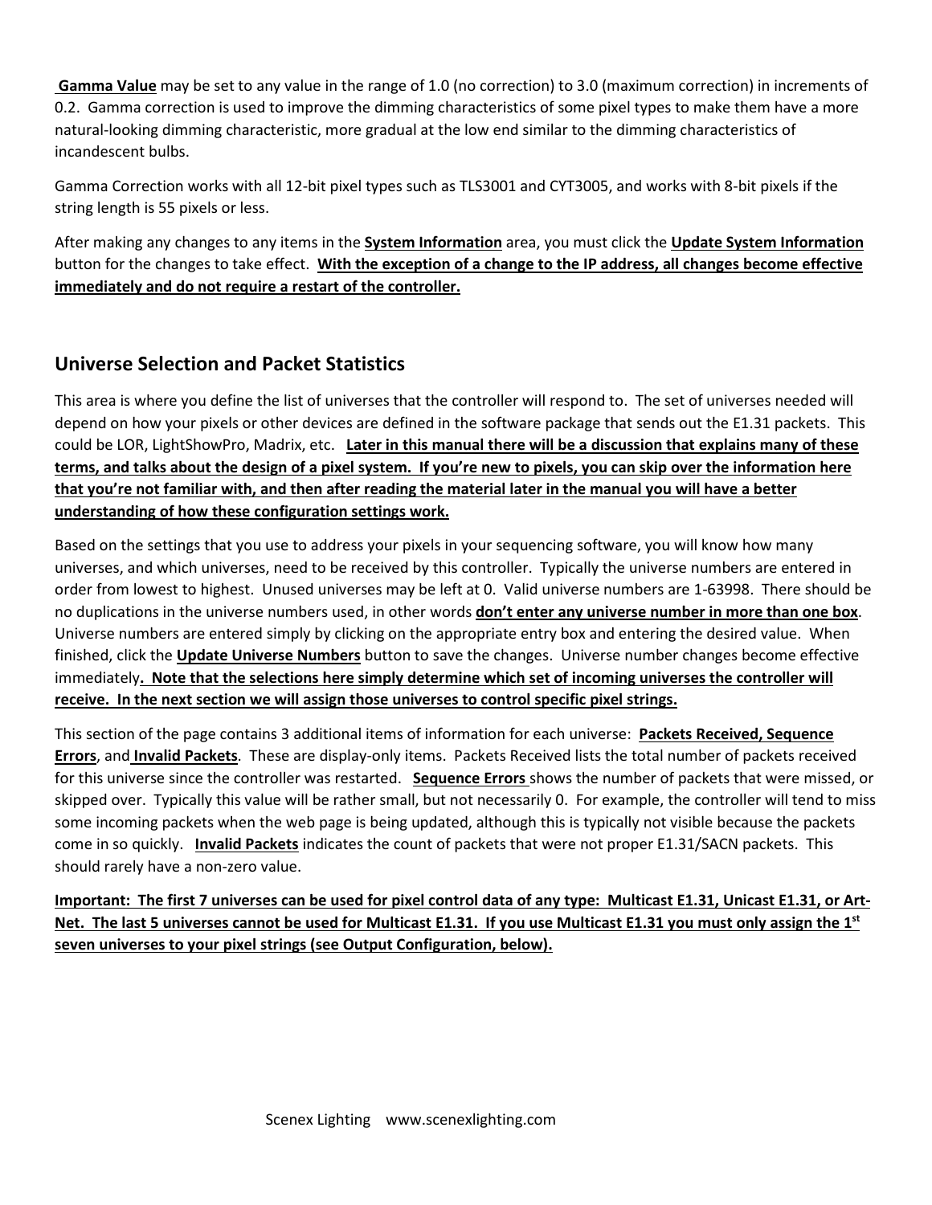**Gamma Value** may be set to any value in the range of 1.0 (no correction) to 3.0 (maximum correction) in increments of 0.2. Gamma correction is used to improve the dimming characteristics of some pixel types to make them have a more natural-looking dimming characteristic, more gradual at the low end similar to the dimming characteristics of incandescent bulbs.

Gamma Correction works with all 12-bit pixel types such as TLS3001 and CYT3005, and works with 8-bit pixels if the string length is 55 pixels or less.

After making any changes to any items in the **System Information** area, you must click the **Update System Information** button for the changes to take effect. **With the exception of a change to the IP address, all changes become effective immediately and do not require a restart of the controller.**

## Universe Selection and Packet Statistics

This area is where you define the list of universes that the controller will respond to. The set of universes needed will depend on how your pixels or other devices are defined in the software package that sends out the E1.31 packets. This could be LOR, LightShowPro, Madrix, etc. **Later in this manual there will be a discussion that explains many of these terms, and talks about the design of a pixel system. If you're new to pixels, you can skip over the information here that you're not familiar with, and then after reading the material later in the manual you will have a better understanding of how these configuration settings work.**

Based on the settings that you use to address your pixels in your sequencing software, you will know how many universes, and which universes, need to be received by this controller. Typically the universe numbers are entered in order from lowest to highest. Unused universes may be left at 0. Valid universe numbers are 1-63998. There should be no duplications in the universe numbers used, in other words **don't enter any universe number in more than one box**. Universe numbers are entered simply by clicking on the appropriate entry box and entering the desired value. When finished, click the **Update Universe Numbers** button to save the changes. Universe number changes become effective immediately**. Note that the selections here simply determine which set of incoming universes the controller will receive. In the next section we will assign those universes to control specific pixel strings.**

This section of the page contains 3 additional items of information for each universe: **Packets Received, Sequence Errors**, and **Invalid Packets**. These are display-only items. Packets Received lists the total number of packets received for this universe since the controller was restarted. **Sequence Errors** shows the number of packets that were missed, or skipped over. Typically this value will be rather small, but not necessarily 0. For example, the controller will tend to miss some incoming packets when the web page is being updated, although this is typically not visible because the packets come in so quickly. **Invalid Packets** indicates the count of packets that were not proper E1.31/SACN packets. This should rarely have a non-zero value.

**Important: The first 7 universes can be used for pixel control data of any type: Multicast E1.31, Unicast E1.31, or Art-Net. The last 5 universes cannot be used for Multicast E1.31. If you use Multicast E1.31 you must only assign the 1st seven universes to your pixel strings (see Output Configuration, below).**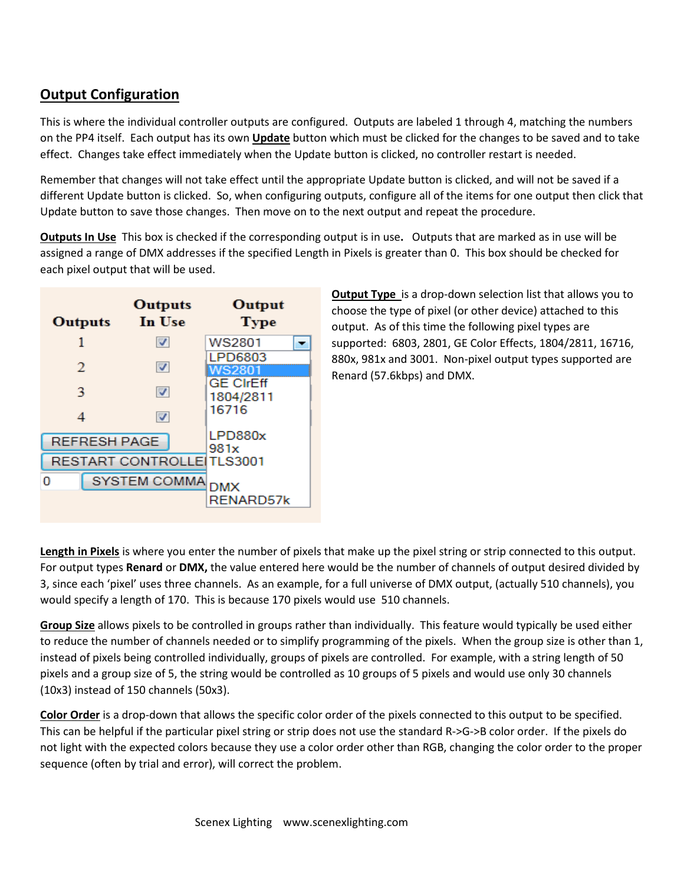## Output Configuration

This is where the individual controller outputs are configured. Outputs are labeled 1 through 4, matching the numbers on the PP4 itself. Each output has its own **Update** button which must be clicked for the changes to be saved and to take effect. Changes take effect immediately when the Update button is clicked, no controller restart is needed.

Remember that changes will not take effect until the appropriate Update button is clicked, and will not be saved if a different Update button is clicked. So, when configuring outputs, configure all of the items for one output then click that Update button to save those changes. Then move on to the next output and repeat the procedure.

**Outputs In Use** This box is checked if the corresponding output is in use. Outputs that are marked as in use will be assigned a range of DMX addresses if the specified Length in Pixels is greater than 0. This box should be checked for each pixel output that will be used.

**Output Type** is a drop-down selection list that allows you to choose the type of pixel (or other device) attached to this output. As of this time the following pixel types are supported: 6803, 2801, GE Color Effects, 1804/2811, 16716, 880x, 981x and 3001. Non-pixel output types supported are Renard (57.6kbps) and DMX.

**Length in Pixels** is where you enter the number of pixels that make up the pixel string or strip connected to this output. For output types **Renard** or **DMX,** the value entered here would be the number of channels of output desired divided by 3, since each 'pixel' uses three channels. As an example, for a full universe of DMX output, (actually 510 channels), you would specify a length of 170. This is because 170 pixels would use 510 channels.

**Group Size** allows pixels to be controlled in groups rather than individually. This feature would typically be used either to reduce the number of channels needed or to simplify programming of the pixels. When the group size is other than 1, instead of pixels being controlled individually, groups of pixels are controlled. For example, with a string length of 50 pixels and a group size of 5, the string would be controlled as 10 groups of 5 pixels and would use only 30 channels (10x3) instead of 150 channels (50x3).

**Color Order** is a drop-down that allows the specific color order of the pixels connected to this output to be specified. This can be helpful if the particular pixel string or strip does not use the standard R->G->B color order. If the pixels do not light with the expected colors because they use a color order other than RGB, changing the color order to the proper sequence (often by trial and error), will correct the problem.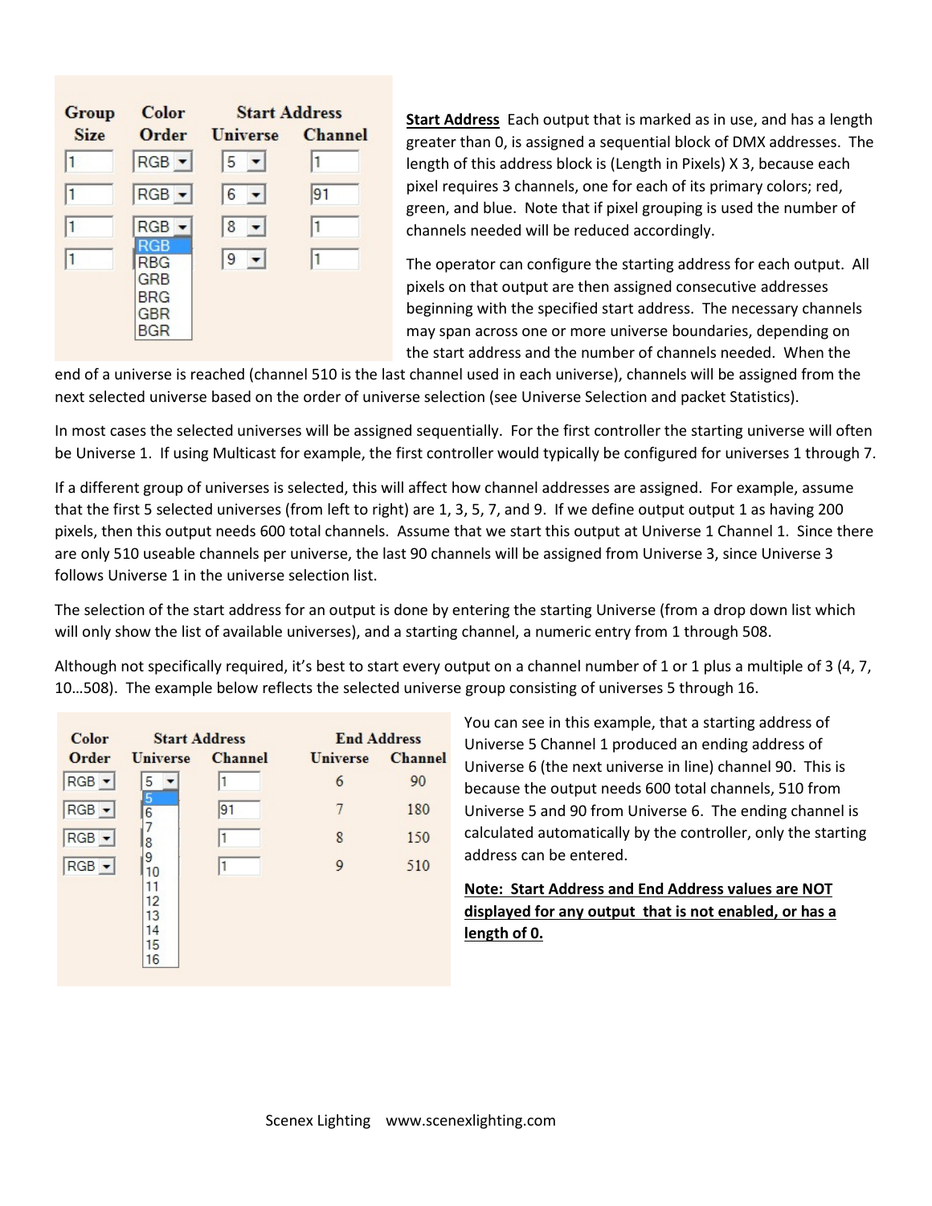| Group Size | Color Order | Start Address Universe | Start Address Channel |
|---|---|---|---|
| 1 | RGB | 5 | 1 |
| 1 | RGB | 6 | 91 |
| 1 | RGB | 8 | 1 |
| 1 | RGB | 9 | 1 |

Color Order drop-down options: RGB, RBG, GRB, BRG, GBR, BGR

**Start Address** Each output that is marked as in use, and has a length greater than 0, is assigned a sequential block of DMX addresses. The length of this address block is (Length in Pixels) X 3, because each pixel requires 3 channels, one for each of its primary colors; red, green, and blue. Note that if pixel grouping is used the number of channels needed will be reduced accordingly.

The operator can configure the starting address for each output. All pixels on that output are then assigned consecutive addresses beginning with the specified start address. The necessary channels may span across one or more universe boundaries, depending on the start address and the number of channels needed. When the end of a universe is reached (channel 510 is the last channel used in each universe), channels will be assigned from the next selected universe based on the order of universe selection (see Universe Selection and packet Statistics).

In most cases the selected universes will be assigned sequentially. For the first controller the starting universe will often be Universe 1. If using Multicast for example, the first controller would typically be configured for universes 1 through 7.

If a different group of universes is selected, this will affect how channel addresses are assigned. For example, assume that the first 5 selected universes (from left to right) are 1, 3, 5, 7, and 9. If we define output output 1 as having 200 pixels, then this output needs 600 total channels. Assume that we start this output at Universe 1 Channel 1. Since there are only 510 useable channels per universe, the last 90 channels will be assigned from Universe 3, since Universe 3 follows Universe 1 in the universe selection list.

The selection of the start address for an output is done by entering the starting Universe (from a drop down list which will only show the list of available universes), and a starting channel, a numeric entry from 1 through 508.

Although not specifically required, it's best to start every output on a channel number of 1 or 1 plus a multiple of 3 (4, 7, 10…508). The example below reflects the selected universe group consisting of universes 5 through 16.

| Color Order | Start Address Universe | Start Address Channel | End Address Universe | End Address Channel |
|---|---|---|---|---|
| RGB | 5 | 1 | 6 | 90 |
| RGB | | 91 | 7 | 180 |
| RGB | | 1 | 8 | 150 |
| RGB | | 1 | 9 | 510 |

Universe drop-down options: 5, 6, 7, 8, 9, 10, 11, 12, 13, 14, 15, 16

You can see in this example, that a starting address of Universe 5 Channel 1 produced an ending address of Universe 6 (the next universe in line) channel 90. This is because the output needs 600 total channels, 510 from Universe 5 and 90 from Universe 6. The ending channel is calculated automatically by the controller, only the starting address can be entered.

**Note: Start Address and End Address values are NOT displayed for any output that is not enabled, or has a length of 0.**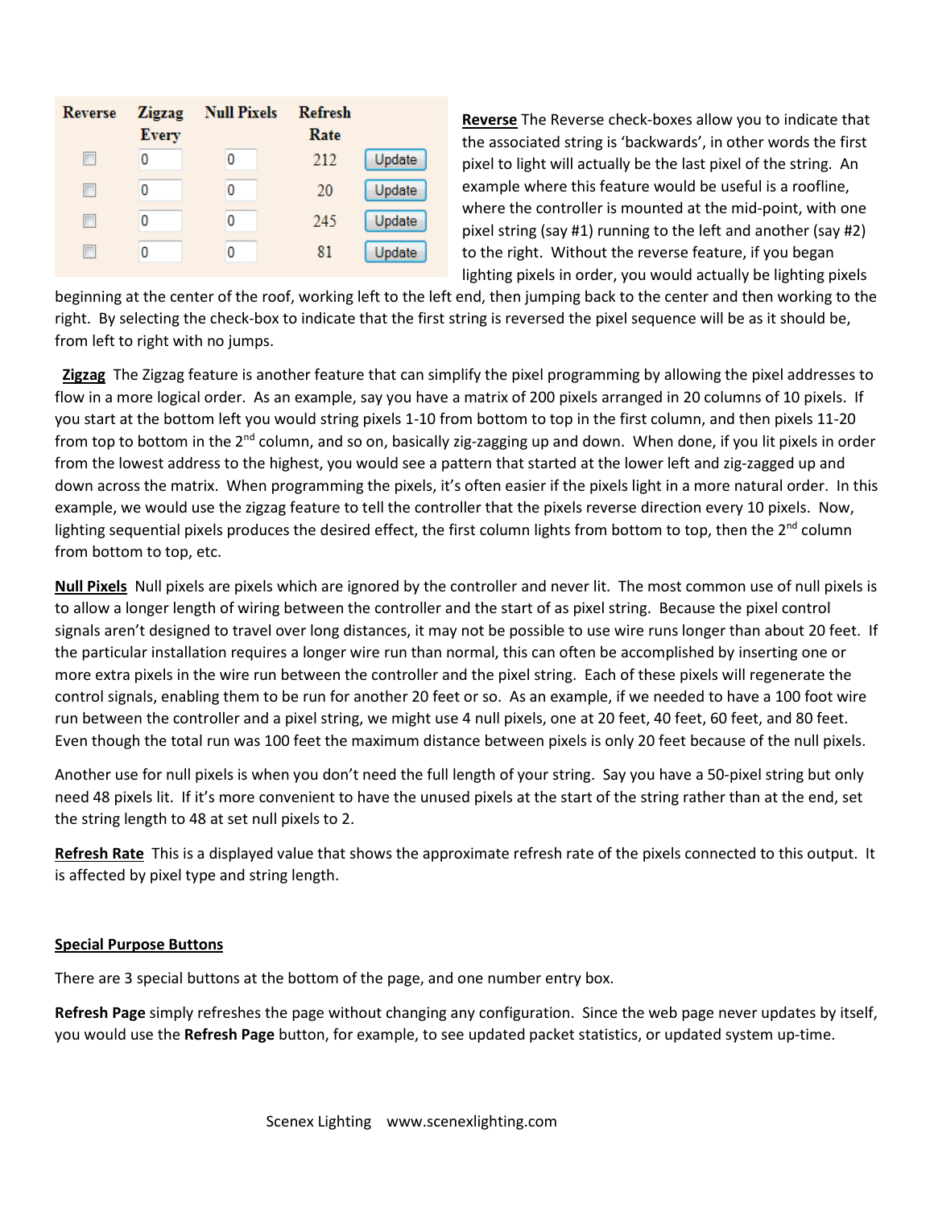| Reverse | Zigzag Every | Null Pixels | Refresh Rate | |
|---|---|---|---|---|
| ☐ | 0 | 0 | 212 | Update |
| ☐ | 0 | 0 | 20 | Update |
| ☐ | 0 | 0 | 245 | Update |
| ☐ | 0 | 0 | 81 | Update |

**Reverse** The Reverse check-boxes allow you to indicate that the associated string is 'backwards', in other words the first pixel to light will actually be the last pixel of the string. An example where this feature would be useful is a roofline, where the controller is mounted at the mid-point, with one pixel string (say #1) running to the left and another (say #2) to the right. Without the reverse feature, if you began lighting pixels in order, you would actually be lighting pixels beginning at the center of the roof, working left to the left end, then jumping back to the center and then working to the right. By selecting the check-box to indicate that the first string is reversed the pixel sequence will be as it should be, from left to right with no jumps.

**Zigzag** The Zigzag feature is another feature that can simplify the pixel programming by allowing the pixel addresses to flow in a more logical order. As an example, say you have a matrix of 200 pixels arranged in 20 columns of 10 pixels. If you start at the bottom left you would string pixels 1-10 from bottom to top in the first column, and then pixels 11-20 from top to bottom in the 2nd column, and so on, basically zig-zagging up and down. When done, if you lit pixels in order from the lowest address to the highest, you would see a pattern that started at the lower left and zig-zagged up and down across the matrix. When programming the pixels, it's often easier if the pixels light in a more natural order. In this example, we would use the zigzag feature to tell the controller that the pixels reverse direction every 10 pixels. Now, lighting sequential pixels produces the desired effect, the first column lights from bottom to top, then the 2nd column from bottom to top, etc.

**Null Pixels** Null pixels are pixels which are ignored by the controller and never lit. The most common use of null pixels is to allow a longer length of wiring between the controller and the start of as pixel string. Because the pixel control signals aren't designed to travel over long distances, it may not be possible to use wire runs longer than about 20 feet. If the particular installation requires a longer wire run than normal, this can often be accomplished by inserting one or more extra pixels in the wire run between the controller and the pixel string. Each of these pixels will regenerate the control signals, enabling them to be run for another 20 feet or so. As an example, if we needed to have a 100 foot wire run between the controller and a pixel string, we might use 4 null pixels, one at 20 feet, 40 feet, 60 feet, and 80 feet. Even though the total run was 100 feet the maximum distance between pixels is only 20 feet because of the null pixels.

Another use for null pixels is when you don't need the full length of your string. Say you have a 50-pixel string but only need 48 pixels lit. If it's more convenient to have the unused pixels at the start of the string rather than at the end, set the string length to 48 at set null pixels to 2.

**Refresh Rate** This is a displayed value that shows the approximate refresh rate of the pixels connected to this output. It is affected by pixel type and string length.

## Special Purpose Buttons

There are 3 special buttons at the bottom of the page, and one number entry box.

**Refresh Page** simply refreshes the page without changing any configuration. Since the web page never updates by itself, you would use the **Refresh Page** button, for example, to see updated packet statistics, or updated system up-time.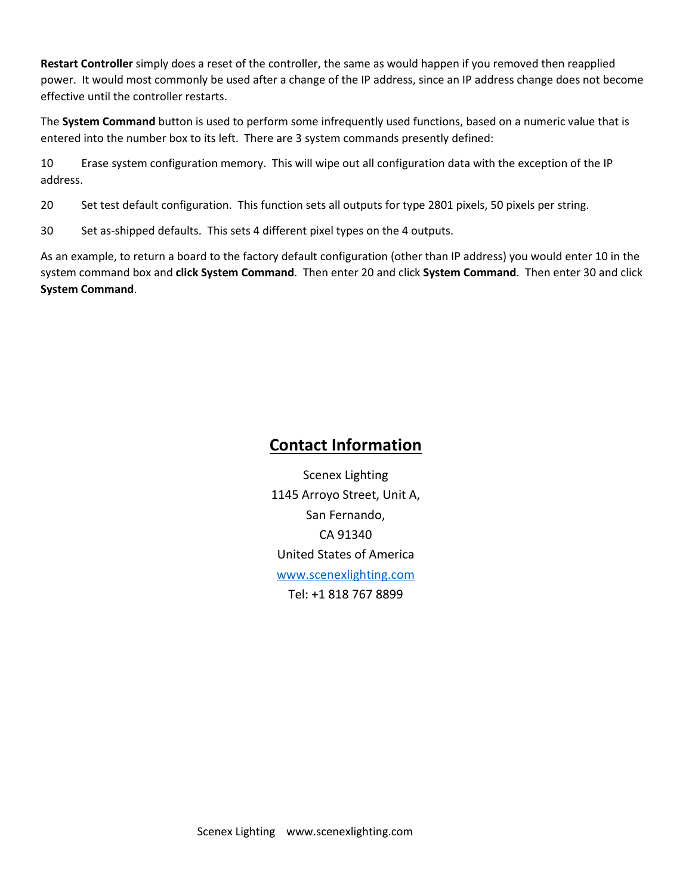**Restart Controller** simply does a reset of the controller, the same as would happen if you removed then reapplied power. It would most commonly be used after a change of the IP address, since an IP address change does not become effective until the controller restarts.

The **System Command** button is used to perform some infrequently used functions, based on a numeric value that is entered into the number box to its left. There are 3 system commands presently defined:

10 Erase system configuration memory. This will wipe out all configuration data with the exception of the IP address.

20 Set test default configuration. This function sets all outputs for type 2801 pixels, 50 pixels per string.

30 Set as-shipped defaults. This sets 4 different pixel types on the 4 outputs.

As an example, to return a board to the factory default configuration (other than IP address) you would enter 10 in the system command box and **click System Command**. Then enter 20 and click **System Command**. Then enter 30 and click **System Command**.

## Contact Information

Scenex Lighting
1145 Arroyo Street, Unit A,
San Fernando,
CA 91340
United States of America
www.scenexlighting.com
Tel: +1 818 767 8899